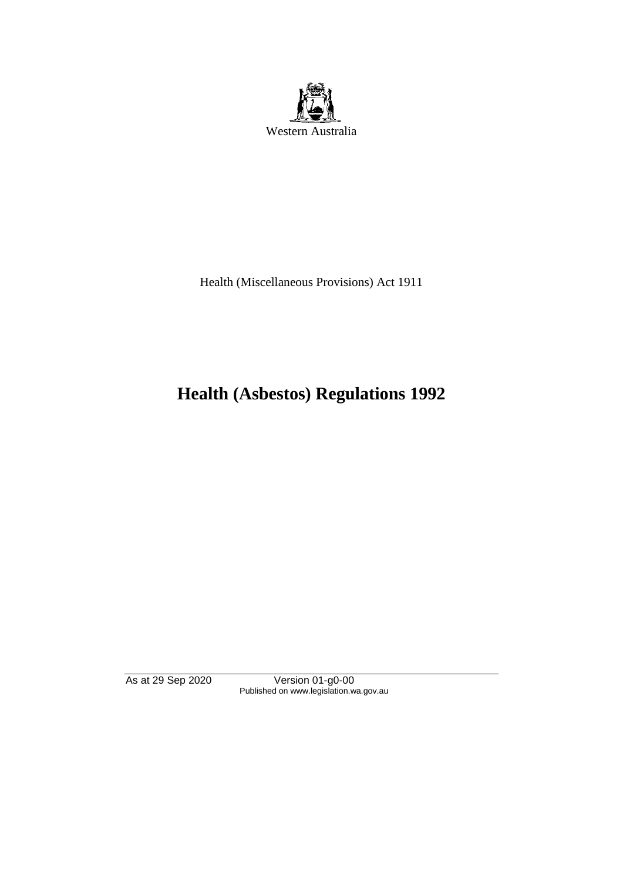Western Australia

Health (Miscellaneous Provisions) Act 1911

# Health (Asbestos) Regulations 1992

As at 29 Sep 2020 Version 01-g0-00
Published on www.legislation.wa.gov.au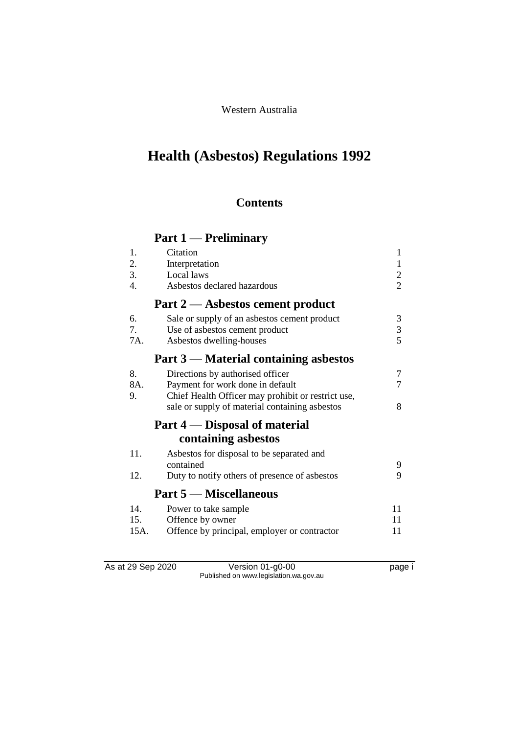Western Australia

# Health (Asbestos) Regulations 1992

## Contents

### Part 1 — Preliminary

| | | |
|---|---|---|
| 1. | Citation | 1 |
| 2. | Interpretation | 1 |
| 3. | Local laws | 2 |
| 4. | Asbestos declared hazardous | 2 |

### Part 2 — Asbestos cement product

| | | |
|---|---|---|
| 6. | Sale or supply of an asbestos cement product | 3 |
| 7. | Use of asbestos cement product | 3 |
| 7A. | Asbestos dwelling-houses | 5 |

### Part 3 — Material containing asbestos

| | | |
|---|---|---|
| 8. | Directions by authorised officer | 7 |
| 8A. | Payment for work done in default | 7 |
| 9. | Chief Health Officer may prohibit or restrict use, sale or supply of material containing asbestos | 8 |

### Part 4 — Disposal of material containing asbestos

| | | |
|---|---|---|
| 11. | Asbestos for disposal to be separated and contained | 9 |
| 12. | Duty to notify others of presence of asbestos | 9 |

### Part 5 — Miscellaneous

| | | |
|---|---|---|
| 14. | Power to take sample | 11 |
| 15. | Offence by owner | 11 |
| 15A. | Offence by principal, employer or contractor | 11 |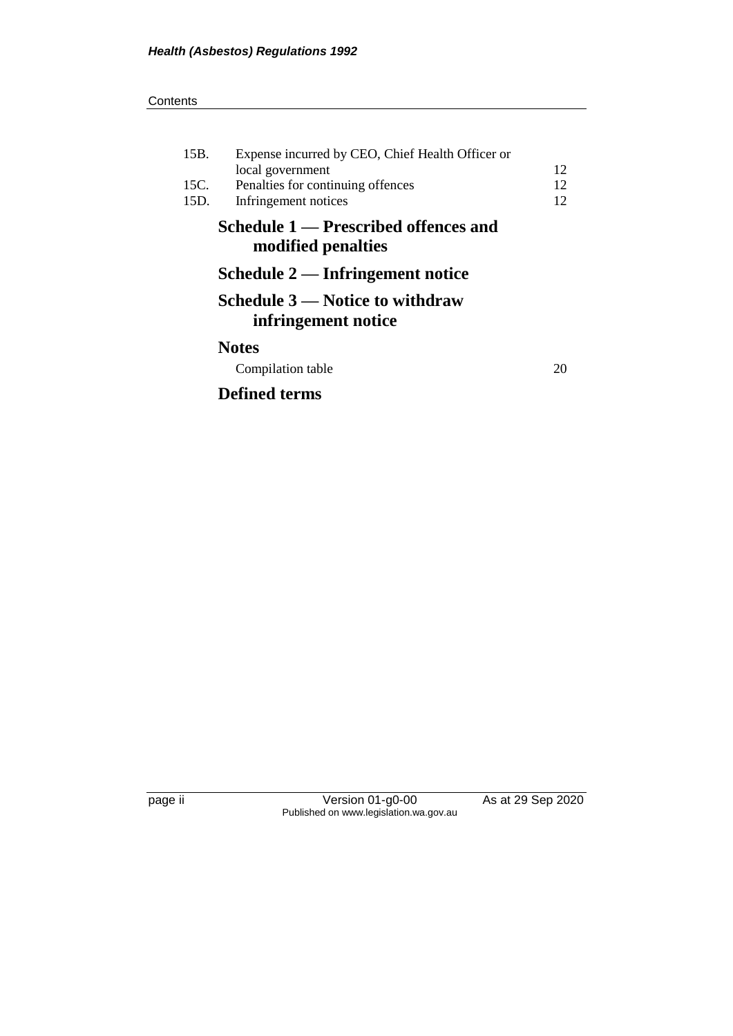| | | |
|---|---|---|
| 15B. | Expense incurred by CEO, Chief Health Officer or local government | 12 |
| 15C. | Penalties for continuing offences | 12 |
| 15D. | Infringement notices | 12 |

**Schedule 1 — Prescribed offences and modified penalties**

**Schedule 2 — Infringement notice**

**Schedule 3 — Notice to withdraw infringement notice**

**Notes**

Compilation table 20

**Defined terms**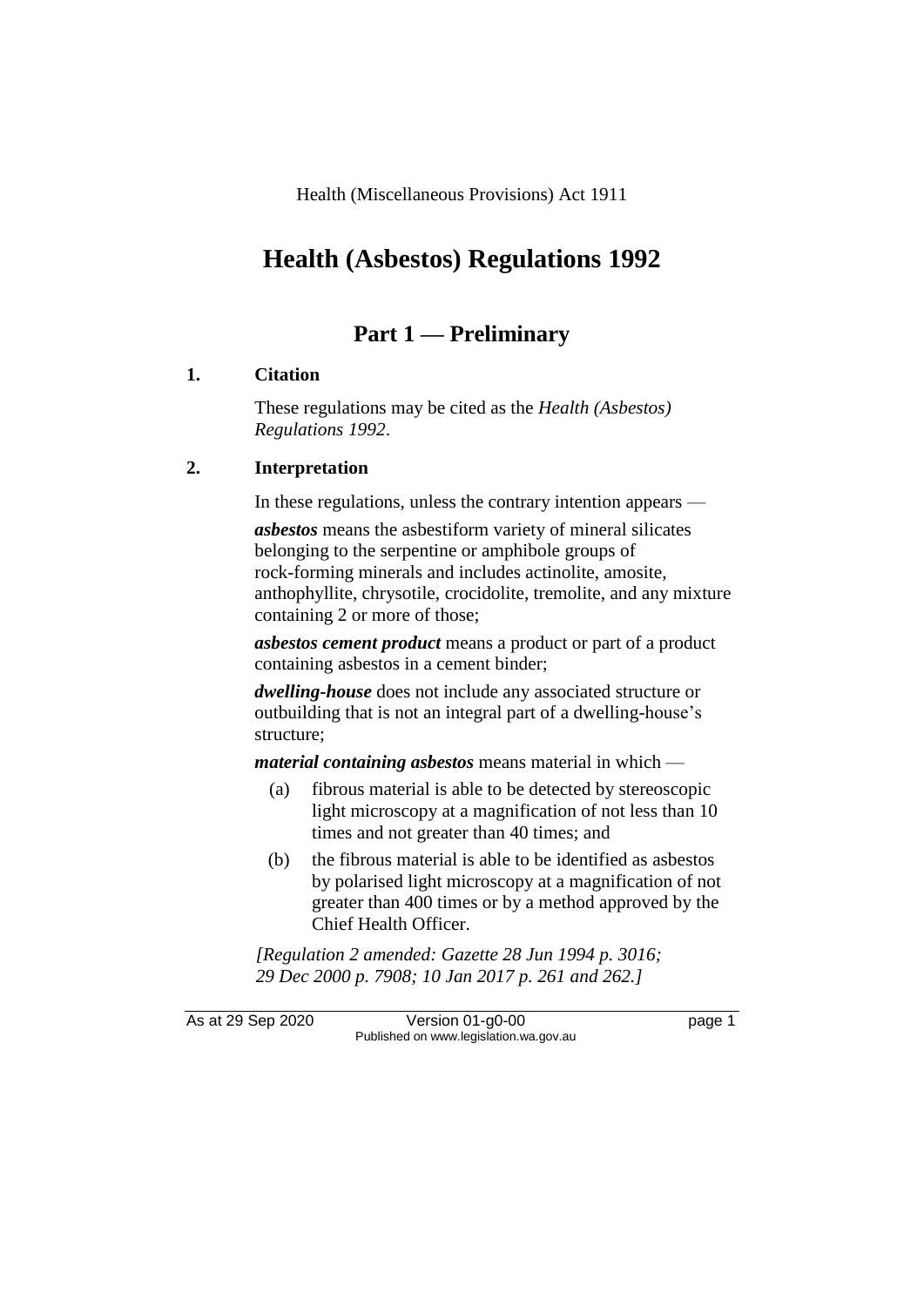Health (Miscellaneous Provisions) Act 1911

# Health (Asbestos) Regulations 1992

## Part 1 — Preliminary

### 1. Citation

These regulations may be cited as the *Health (Asbestos) Regulations 1992*.

### 2. Interpretation

In these regulations, unless the contrary intention appears —

***asbestos*** means the asbestiform variety of mineral silicates belonging to the serpentine or amphibole groups of rock-forming minerals and includes actinolite, amosite, anthophyllite, chrysotile, crocidolite, tremolite, and any mixture containing 2 or more of those;

***asbestos cement product*** means a product or part of a product containing asbestos in a cement binder;

***dwelling-house*** does not include any associated structure or outbuilding that is not an integral part of a dwelling-house's structure;

***material containing asbestos*** means material in which —

(a) fibrous material is able to be detected by stereoscopic light microscopy at a magnification of not less than 10 times and not greater than 40 times; and

(b) the fibrous material is able to be identified as asbestos by polarised light microscopy at a magnification of not greater than 400 times or by a method approved by the Chief Health Officer.

*[Regulation 2 amended: Gazette 28 Jun 1994 p. 3016; 29 Dec 2000 p. 7908; 10 Jan 2017 p. 261 and 262.]*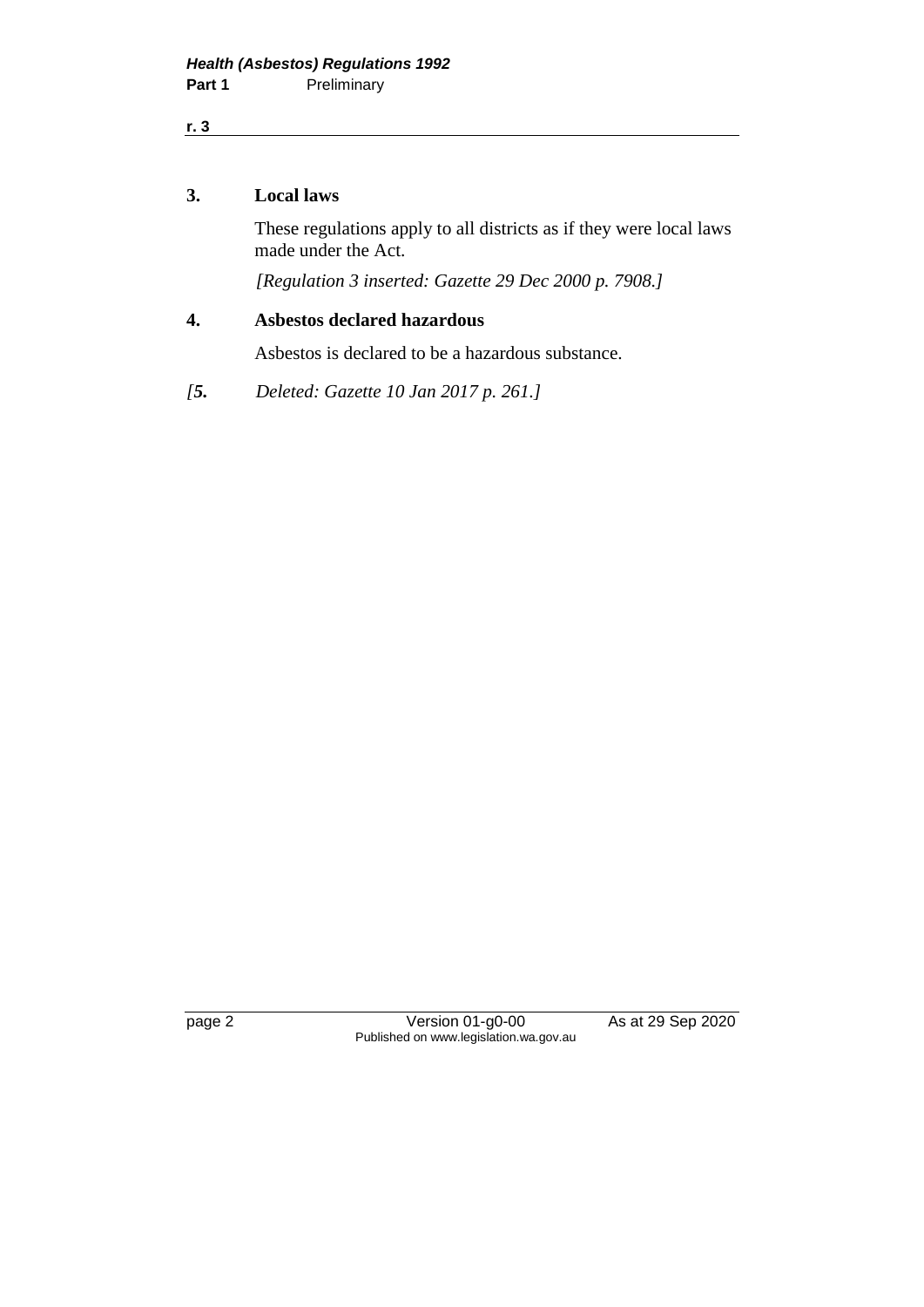### 3. Local laws

These regulations apply to all districts as if they were local laws made under the Act.

*[Regulation 3 inserted: Gazette 29 Dec 2000 p. 7908.]*

### 4. Asbestos declared hazardous

Asbestos is declared to be a hazardous substance.

*[**5.** Deleted: Gazette 10 Jan 2017 p. 261.]*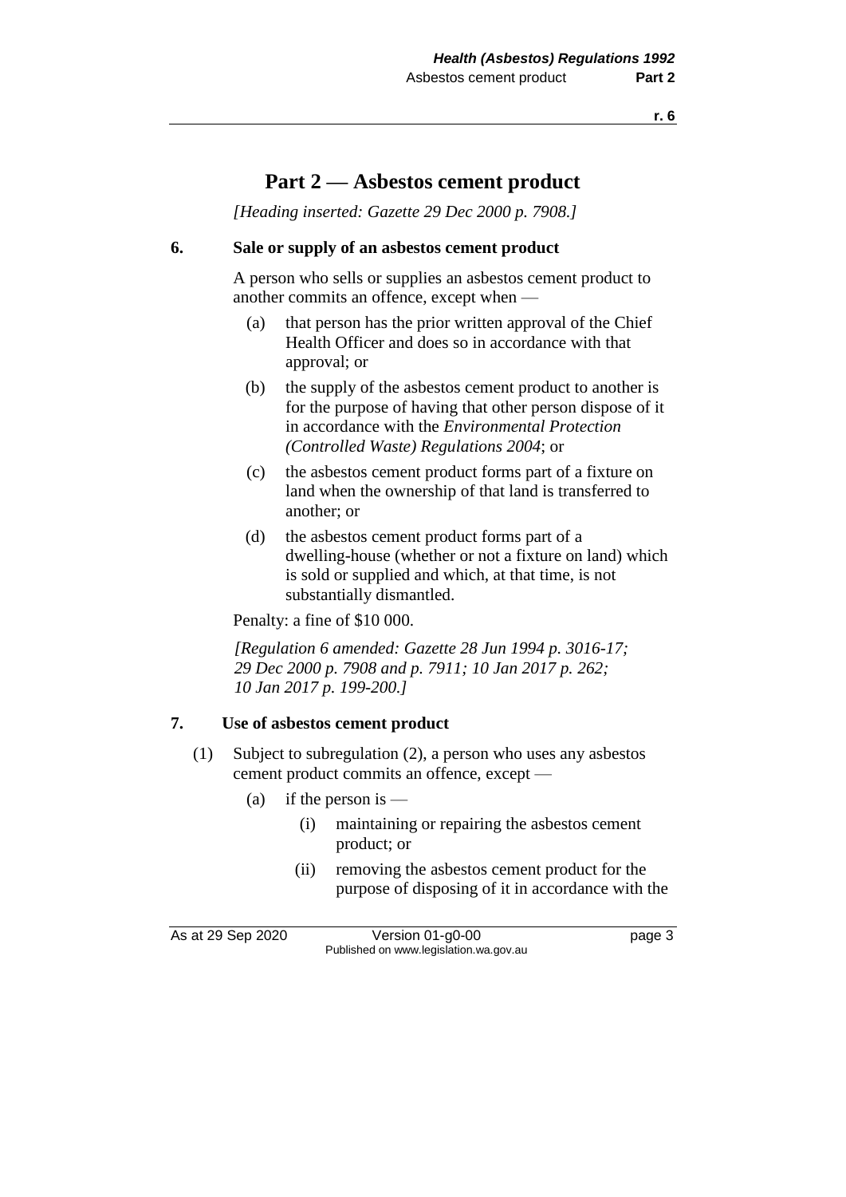# Part 2 — Asbestos cement product

*[Heading inserted: Gazette 29 Dec 2000 p. 7908.]*

## 6. Sale or supply of an asbestos cement product

A person who sells or supplies an asbestos cement product to another commits an offence, except when —

(a) that person has the prior written approval of the Chief Health Officer and does so in accordance with that approval; or

(b) the supply of the asbestos cement product to another is for the purpose of having that other person dispose of it in accordance with the *Environmental Protection (Controlled Waste) Regulations 2004*; or

(c) the asbestos cement product forms part of a fixture on land when the ownership of that land is transferred to another; or

(d) the asbestos cement product forms part of a dwelling-house (whether or not a fixture on land) which is sold or supplied and which, at that time, is not substantially dismantled.

Penalty: a fine of $10 000.

*[Regulation 6 amended: Gazette 28 Jun 1994 p. 3016-17; 29 Dec 2000 p. 7908 and p. 7911; 10 Jan 2017 p. 262; 10 Jan 2017 p. 199-200.]*

## 7. Use of asbestos cement product

(1) Subject to subregulation (2), a person who uses any asbestos cement product commits an offence, except —

(a) if the person is —

(i) maintaining or repairing the asbestos cement product; or

(ii) removing the asbestos cement product for the purpose of disposing of it in accordance with the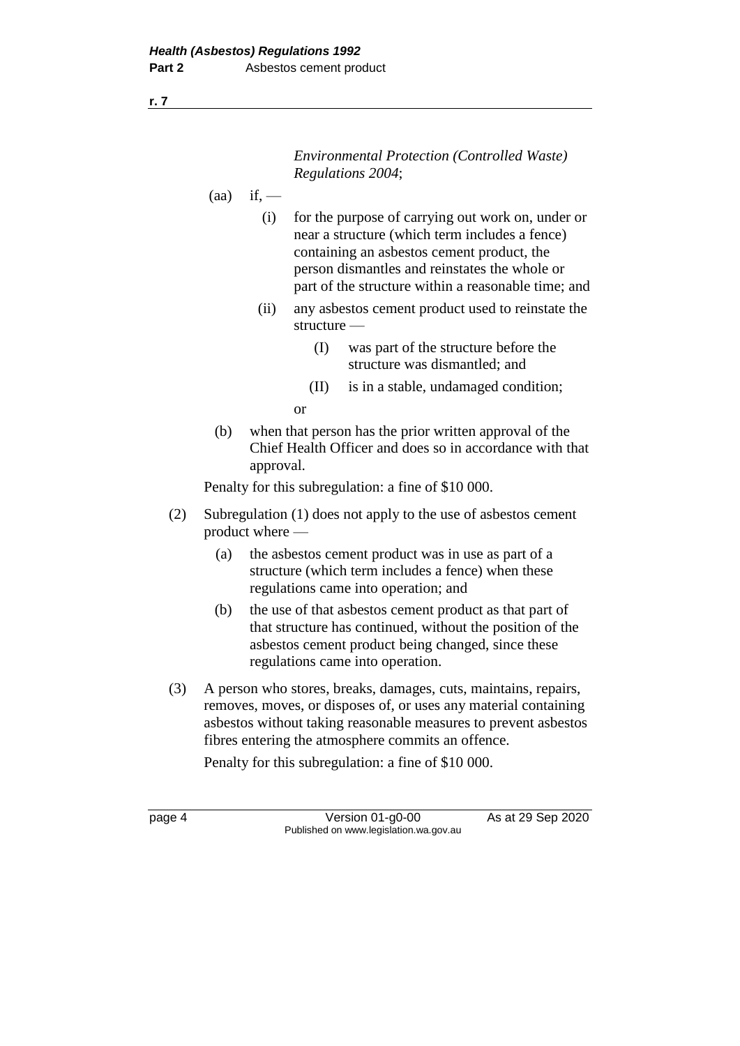*Environmental Protection (Controlled Waste) Regulations 2004*;

(aa) if, —

(i) for the purpose of carrying out work on, under or near a structure (which term includes a fence) containing an asbestos cement product, the person dismantles and reinstates the whole or part of the structure within a reasonable time; and

(ii) any asbestos cement product used to reinstate the structure —

(I) was part of the structure before the structure was dismantled; and

(II) is in a stable, undamaged condition;

or

(b) when that person has the prior written approval of the Chief Health Officer and does so in accordance with that approval.

Penalty for this subregulation: a fine of $10 000.

(2) Subregulation (1) does not apply to the use of asbestos cement product where —

(a) the asbestos cement product was in use as part of a structure (which term includes a fence) when these regulations came into operation; and

(b) the use of that asbestos cement product as that part of that structure has continued, without the position of the asbestos cement product being changed, since these regulations came into operation.

(3) A person who stores, breaks, damages, cuts, maintains, repairs, removes, moves, or disposes of, or uses any material containing asbestos without taking reasonable measures to prevent asbestos fibres entering the atmosphere commits an offence.

Penalty for this subregulation: a fine of $10 000.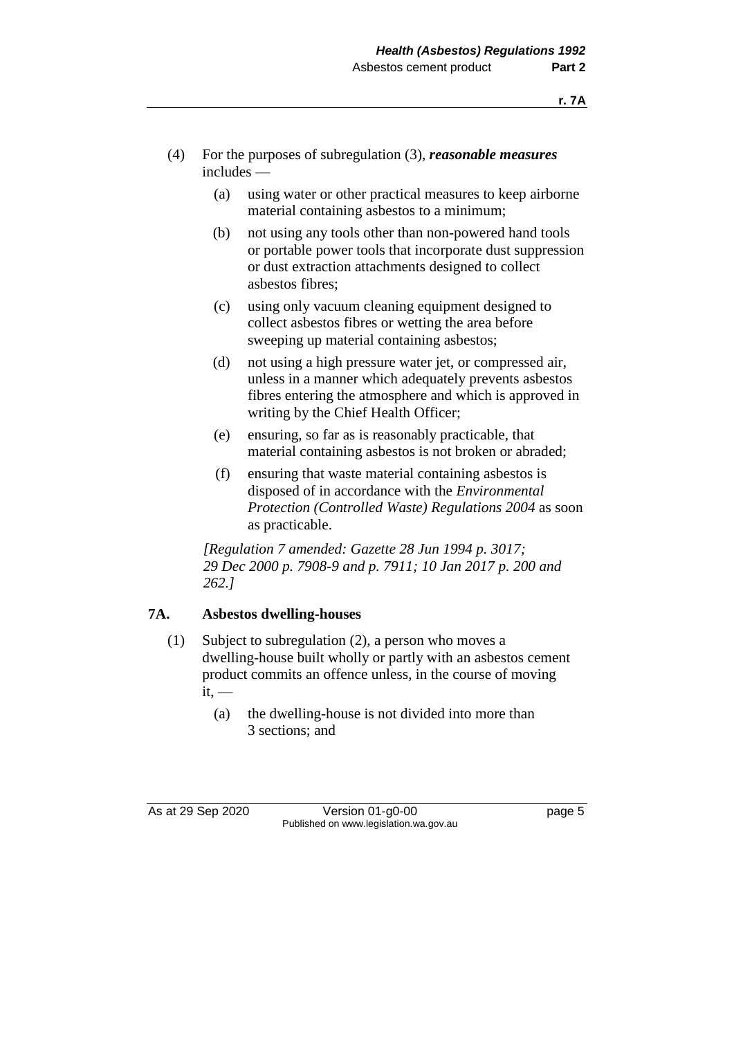(4) For the purposes of subregulation (3), ***reasonable measures*** includes —

(a) using water or other practical measures to keep airborne material containing asbestos to a minimum;

(b) not using any tools other than non-powered hand tools or portable power tools that incorporate dust suppression or dust extraction attachments designed to collect asbestos fibres;

(c) using only vacuum cleaning equipment designed to collect asbestos fibres or wetting the area before sweeping up material containing asbestos;

(d) not using a high pressure water jet, or compressed air, unless in a manner which adequately prevents asbestos fibres entering the atmosphere and which is approved in writing by the Chief Health Officer;

(e) ensuring, so far as is reasonably practicable, that material containing asbestos is not broken or abraded;

(f) ensuring that waste material containing asbestos is disposed of in accordance with the *Environmental Protection (Controlled Waste) Regulations 2004* as soon as practicable.

*[Regulation 7 amended: Gazette 28 Jun 1994 p. 3017; 29 Dec 2000 p. 7908-9 and p. 7911; 10 Jan 2017 p. 200 and 262.]*

## 7A. Asbestos dwelling-houses

(1) Subject to subregulation (2), a person who moves a dwelling-house built wholly or partly with an asbestos cement product commits an offence unless, in the course of moving it, —

(a) the dwelling-house is not divided into more than 3 sections; and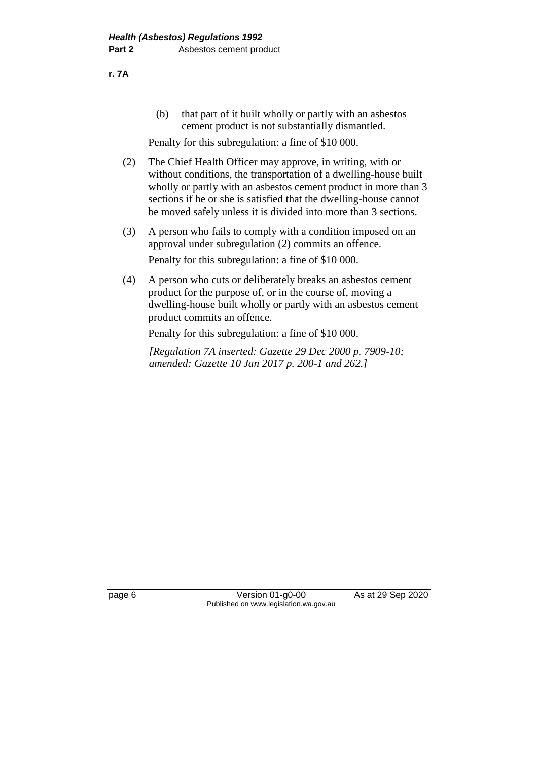(b) that part of it built wholly or partly with an asbestos cement product is not substantially dismantled.

Penalty for this subregulation: a fine of $10 000.

(2) The Chief Health Officer may approve, in writing, with or without conditions, the transportation of a dwelling-house built wholly or partly with an asbestos cement product in more than 3 sections if he or she is satisfied that the dwelling-house cannot be moved safely unless it is divided into more than 3 sections.

(3) A person who fails to comply with a condition imposed on an approval under subregulation (2) commits an offence.

Penalty for this subregulation: a fine of $10 000.

(4) A person who cuts or deliberately breaks an asbestos cement product for the purpose of, or in the course of, moving a dwelling-house built wholly or partly with an asbestos cement product commits an offence.

Penalty for this subregulation: a fine of $10 000.

*[Regulation 7A inserted: Gazette 29 Dec 2000 p. 7909-10; amended: Gazette 10 Jan 2017 p. 200-1 and 262.]*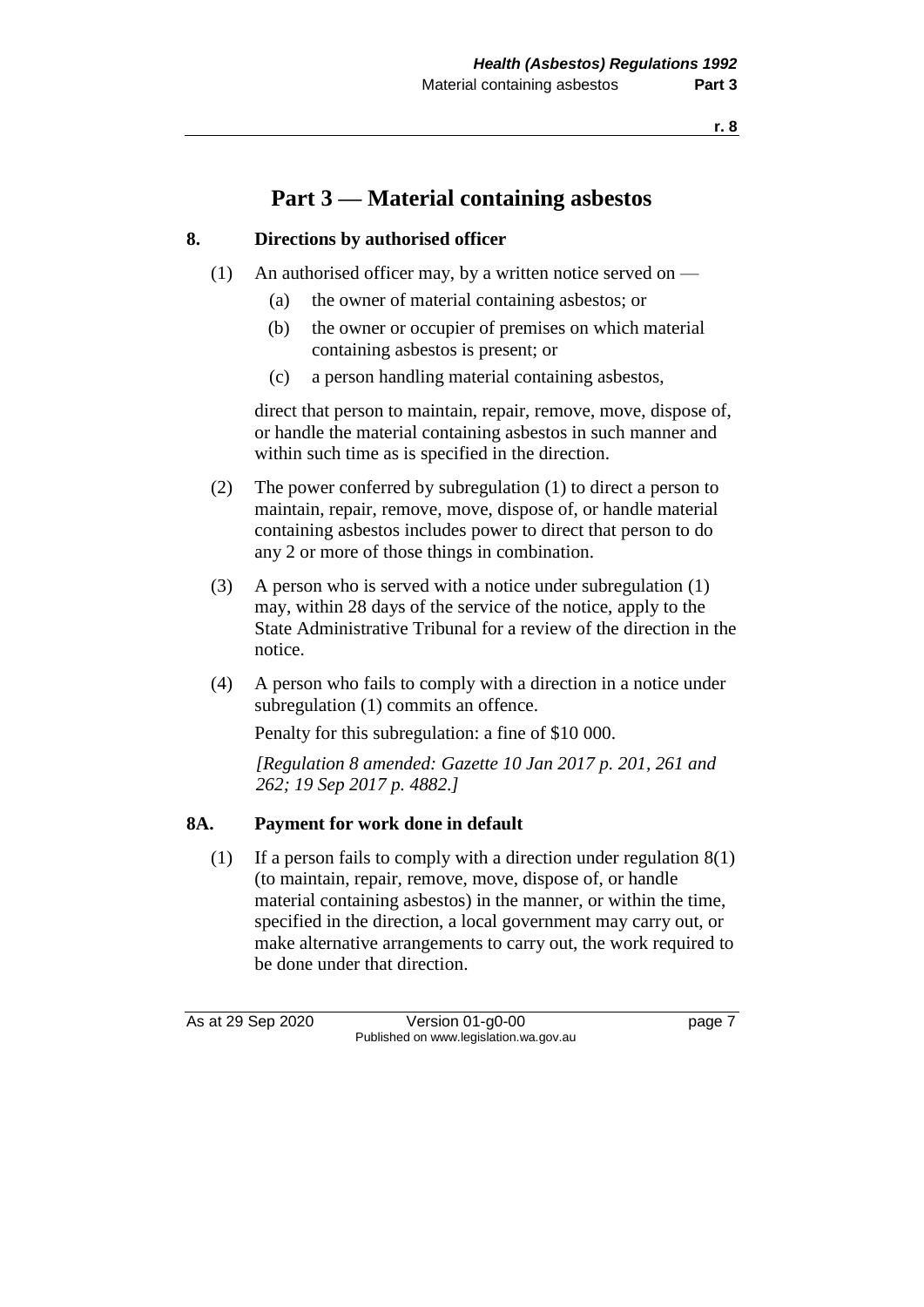# Part 3 — Material containing asbestos

## 8. Directions by authorised officer

(1) An authorised officer may, by a written notice served on —

- (a) the owner of material containing asbestos; or
- (b) the owner or occupier of premises on which material containing asbestos is present; or
- (c) a person handling material containing asbestos,

direct that person to maintain, repair, remove, move, dispose of, or handle the material containing asbestos in such manner and within such time as is specified in the direction.

(2) The power conferred by subregulation (1) to direct a person to maintain, repair, remove, move, dispose of, or handle material containing asbestos includes power to direct that person to do any 2 or more of those things in combination.

(3) A person who is served with a notice under subregulation (1) may, within 28 days of the service of the notice, apply to the State Administrative Tribunal for a review of the direction in the notice.

(4) A person who fails to comply with a direction in a notice under subregulation (1) commits an offence.

Penalty for this subregulation: a fine of $10 000.

*[Regulation 8 amended: Gazette 10 Jan 2017 p. 201, 261 and 262; 19 Sep 2017 p. 4882.]*

## 8A. Payment for work done in default

(1) If a person fails to comply with a direction under regulation 8(1) (to maintain, repair, remove, move, dispose of, or handle material containing asbestos) in the manner, or within the time, specified in the direction, a local government may carry out, or make alternative arrangements to carry out, the work required to be done under that direction.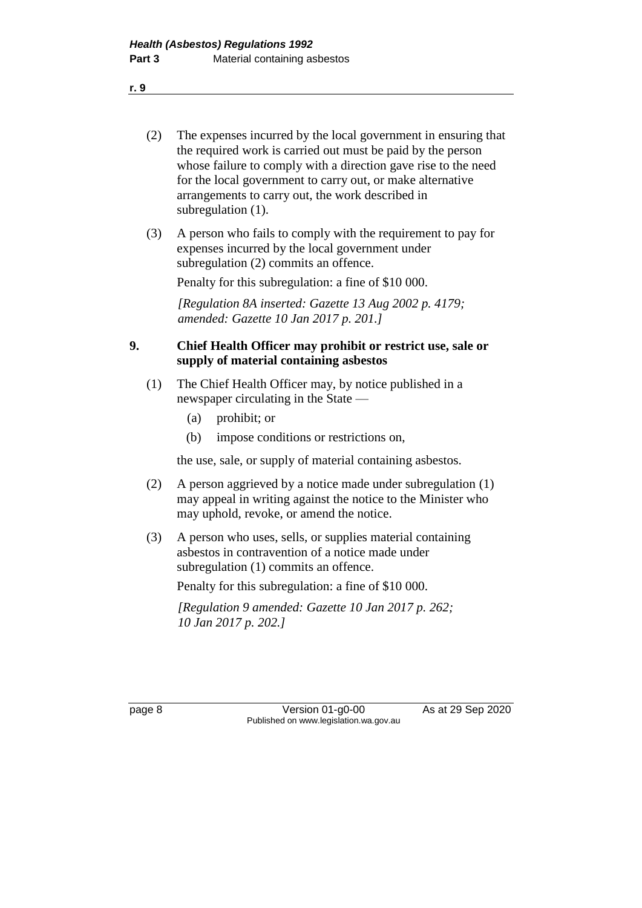(2) The expenses incurred by the local government in ensuring that the required work is carried out must be paid by the person whose failure to comply with a direction gave rise to the need for the local government to carry out, or make alternative arrangements to carry out, the work described in subregulation (1).

(3) A person who fails to comply with the requirement to pay for expenses incurred by the local government under subregulation (2) commits an offence.

Penalty for this subregulation: a fine of $10 000.

*[Regulation 8A inserted: Gazette 13 Aug 2002 p. 4179; amended: Gazette 10 Jan 2017 p. 201.]*

## 9. Chief Health Officer may prohibit or restrict use, sale or supply of material containing asbestos

(1) The Chief Health Officer may, by notice published in a newspaper circulating in the State —

- (a) prohibit; or
- (b) impose conditions or restrictions on,

the use, sale, or supply of material containing asbestos.

(2) A person aggrieved by a notice made under subregulation (1) may appeal in writing against the notice to the Minister who may uphold, revoke, or amend the notice.

(3) A person who uses, sells, or supplies material containing asbestos in contravention of a notice made under subregulation (1) commits an offence.

Penalty for this subregulation: a fine of $10 000.

*[Regulation 9 amended: Gazette 10 Jan 2017 p. 262; 10 Jan 2017 p. 202.]*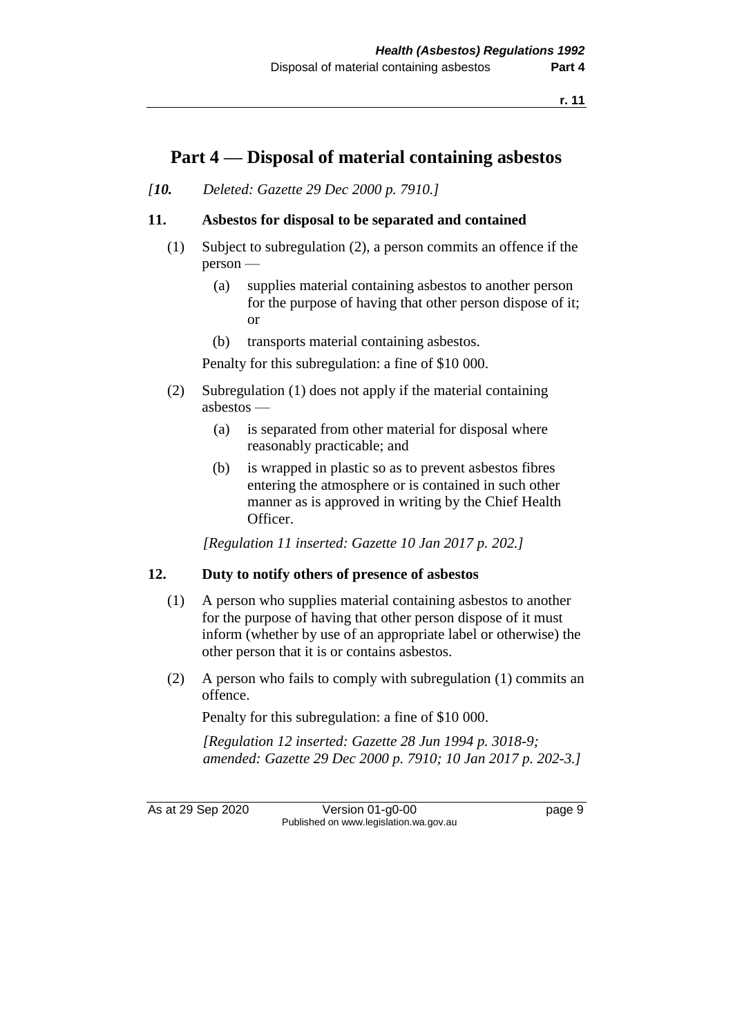# Part 4 — Disposal of material containing asbestos

*[**10.** Deleted: Gazette 29 Dec 2000 p. 7910.]*

### 11. Asbestos for disposal to be separated and contained

(1) Subject to subregulation (2), a person commits an offence if the person —

  (a) supplies material containing asbestos to another person for the purpose of having that other person dispose of it; or

  (b) transports material containing asbestos.

Penalty for this subregulation: a fine of $10 000.

(2) Subregulation (1) does not apply if the material containing asbestos —

  (a) is separated from other material for disposal where reasonably practicable; and

  (b) is wrapped in plastic so as to prevent asbestos fibres entering the atmosphere or is contained in such other manner as is approved in writing by the Chief Health Officer.

*[Regulation 11 inserted: Gazette 10 Jan 2017 p. 202.]*

### 12. Duty to notify others of presence of asbestos

(1) A person who supplies material containing asbestos to another for the purpose of having that other person dispose of it must inform (whether by use of an appropriate label or otherwise) the other person that it is or contains asbestos.

(2) A person who fails to comply with subregulation (1) commits an offence.

Penalty for this subregulation: a fine of $10 000.

*[Regulation 12 inserted: Gazette 28 Jun 1994 p. 3018-9; amended: Gazette 29 Dec 2000 p. 7910; 10 Jan 2017 p. 202-3.]*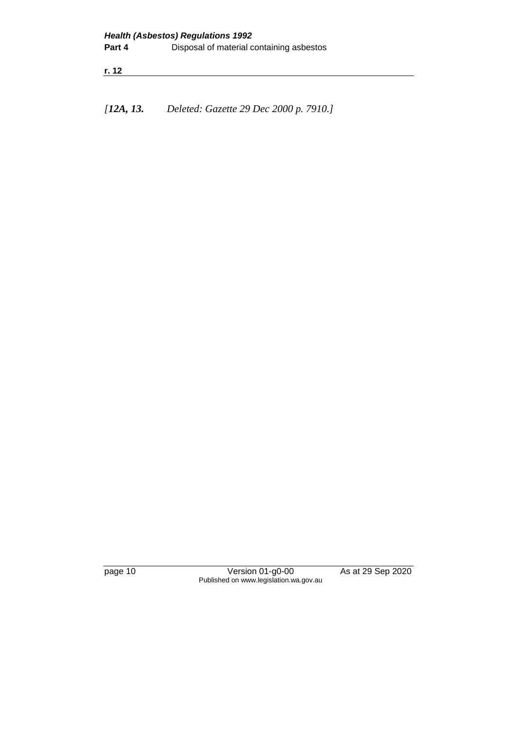*[**12A, 13.** Deleted: Gazette 29 Dec 2000 p. 7910.]*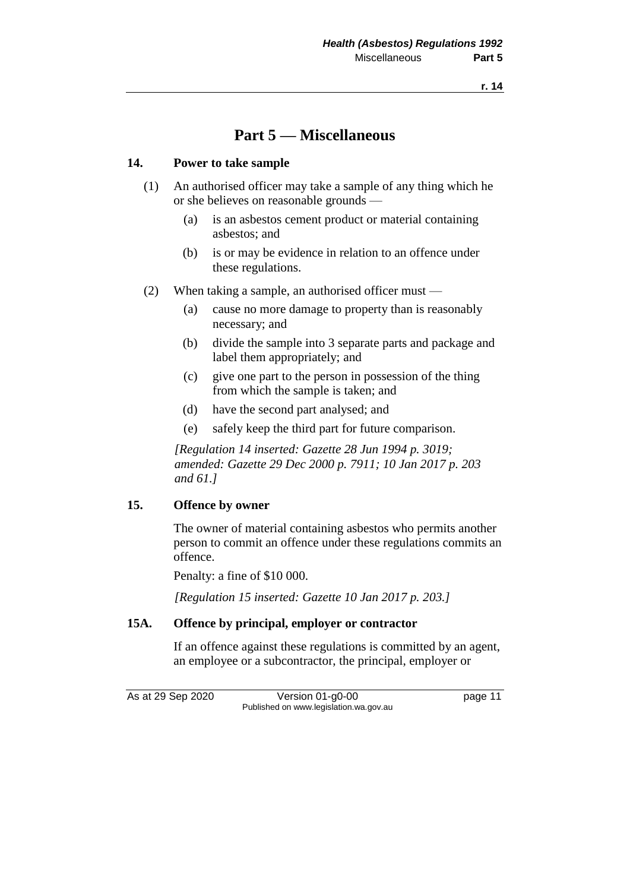# Part 5 — Miscellaneous

## 14. Power to take sample

(1) An authorised officer may take a sample of any thing which he or she believes on reasonable grounds —

- (a) is an asbestos cement product or material containing asbestos; and
- (b) is or may be evidence in relation to an offence under these regulations.

(2) When taking a sample, an authorised officer must —

- (a) cause no more damage to property than is reasonably necessary; and
- (b) divide the sample into 3 separate parts and package and label them appropriately; and
- (c) give one part to the person in possession of the thing from which the sample is taken; and
- (d) have the second part analysed; and
- (e) safely keep the third part for future comparison.

*[Regulation 14 inserted: Gazette 28 Jun 1994 p. 3019; amended: Gazette 29 Dec 2000 p. 7911; 10 Jan 2017 p. 203 and 61.]*

## 15. Offence by owner

The owner of material containing asbestos who permits another person to commit an offence under these regulations commits an offence.

Penalty: a fine of $10 000.

*[Regulation 15 inserted: Gazette 10 Jan 2017 p. 203.]*

## 15A. Offence by principal, employer or contractor

If an offence against these regulations is committed by an agent, an employee or a subcontractor, the principal, employer or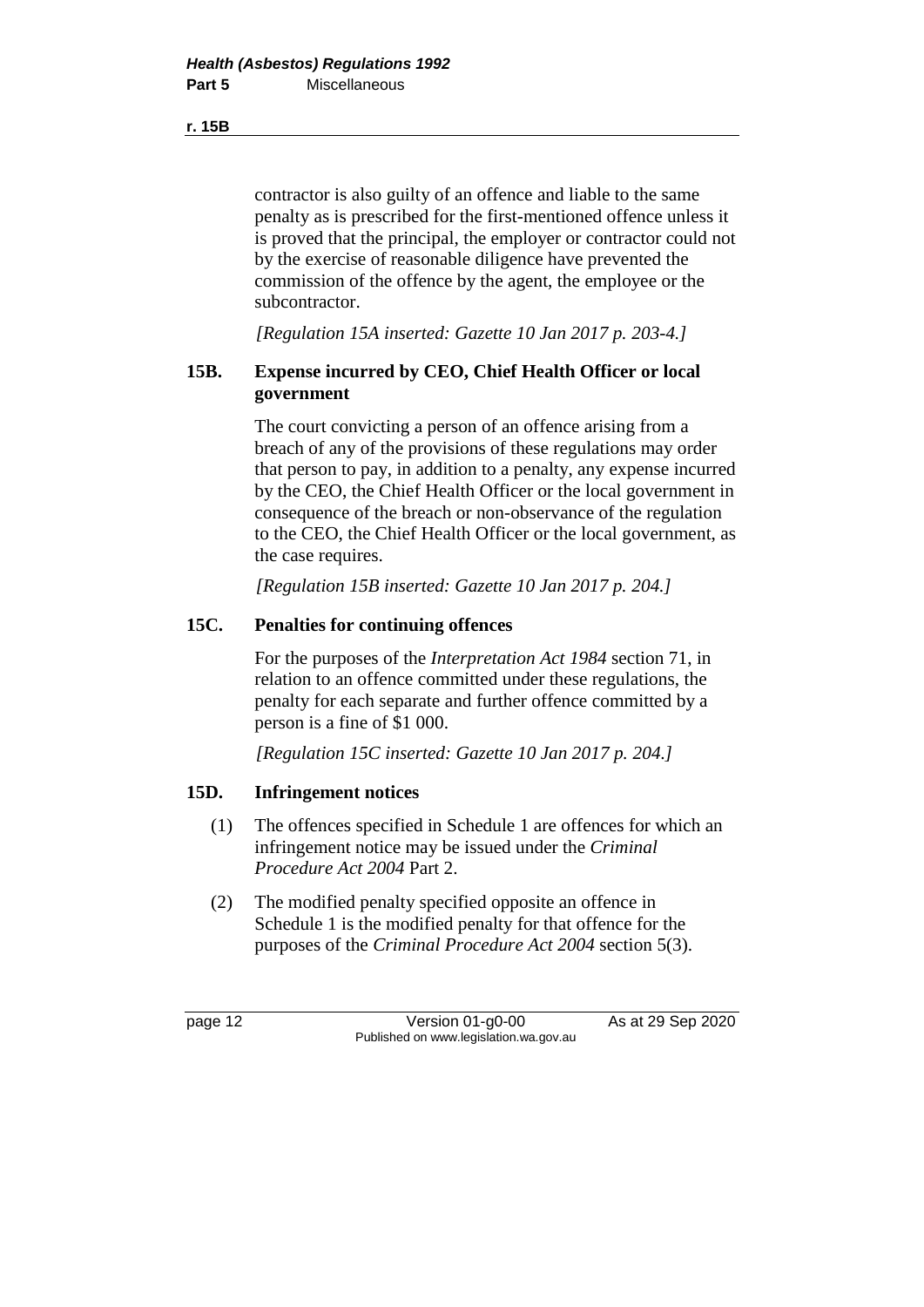contractor is also guilty of an offence and liable to the same penalty as is prescribed for the first-mentioned offence unless it is proved that the principal, the employer or contractor could not by the exercise of reasonable diligence have prevented the commission of the offence by the agent, the employee or the subcontractor.

*[Regulation 15A inserted: Gazette 10 Jan 2017 p. 203-4.]*

### 15B. Expense incurred by CEO, Chief Health Officer or local government

The court convicting a person of an offence arising from a breach of any of the provisions of these regulations may order that person to pay, in addition to a penalty, any expense incurred by the CEO, the Chief Health Officer or the local government in consequence of the breach or non-observance of the regulation to the CEO, the Chief Health Officer or the local government, as the case requires.

*[Regulation 15B inserted: Gazette 10 Jan 2017 p. 204.]*

### 15C. Penalties for continuing offences

For the purposes of the *Interpretation Act 1984* section 71, in relation to an offence committed under these regulations, the penalty for each separate and further offence committed by a person is a fine of $1 000.

*[Regulation 15C inserted: Gazette 10 Jan 2017 p. 204.]*

### 15D. Infringement notices

(1) The offences specified in Schedule 1 are offences for which an infringement notice may be issued under the *Criminal Procedure Act 2004* Part 2.

(2) The modified penalty specified opposite an offence in Schedule 1 is the modified penalty for that offence for the purposes of the *Criminal Procedure Act 2004* section 5(3).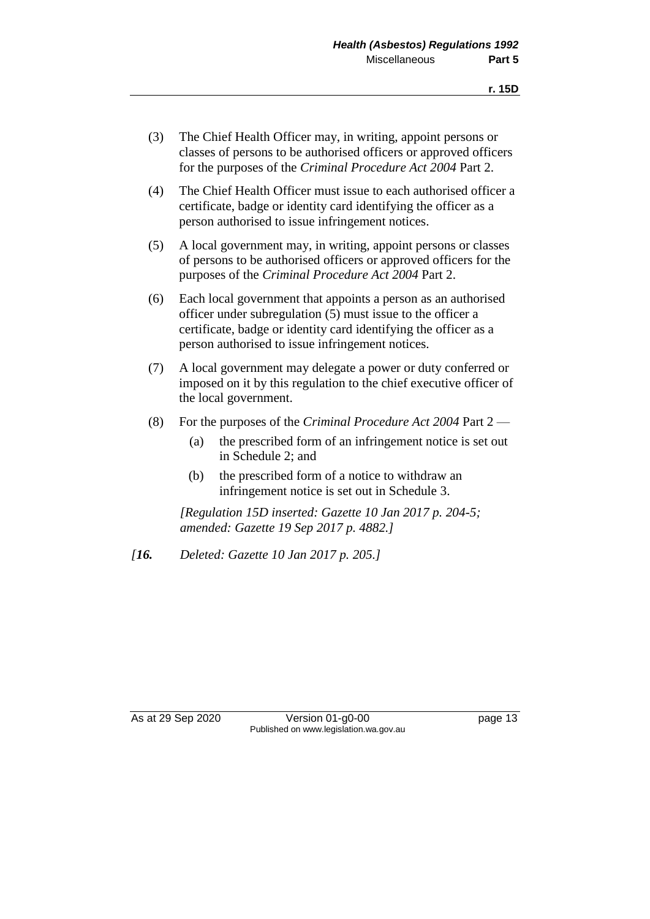(3) The Chief Health Officer may, in writing, appoint persons or classes of persons to be authorised officers or approved officers for the purposes of the *Criminal Procedure Act 2004* Part 2.

(4) The Chief Health Officer must issue to each authorised officer a certificate, badge or identity card identifying the officer as a person authorised to issue infringement notices.

(5) A local government may, in writing, appoint persons or classes of persons to be authorised officers or approved officers for the purposes of the *Criminal Procedure Act 2004* Part 2.

(6) Each local government that appoints a person as an authorised officer under subregulation (5) must issue to the officer a certificate, badge or identity card identifying the officer as a person authorised to issue infringement notices.

(7) A local government may delegate a power or duty conferred or imposed on it by this regulation to the chief executive officer of the local government.

(8) For the purposes of the *Criminal Procedure Act 2004* Part 2 —

  (a) the prescribed form of an infringement notice is set out in Schedule 2; and

  (b) the prescribed form of a notice to withdraw an infringement notice is set out in Schedule 3.

*[Regulation 15D inserted: Gazette 10 Jan 2017 p. 204-5; amended: Gazette 19 Sep 2017 p. 4882.]*

*[**16.** Deleted: Gazette 10 Jan 2017 p. 205.]*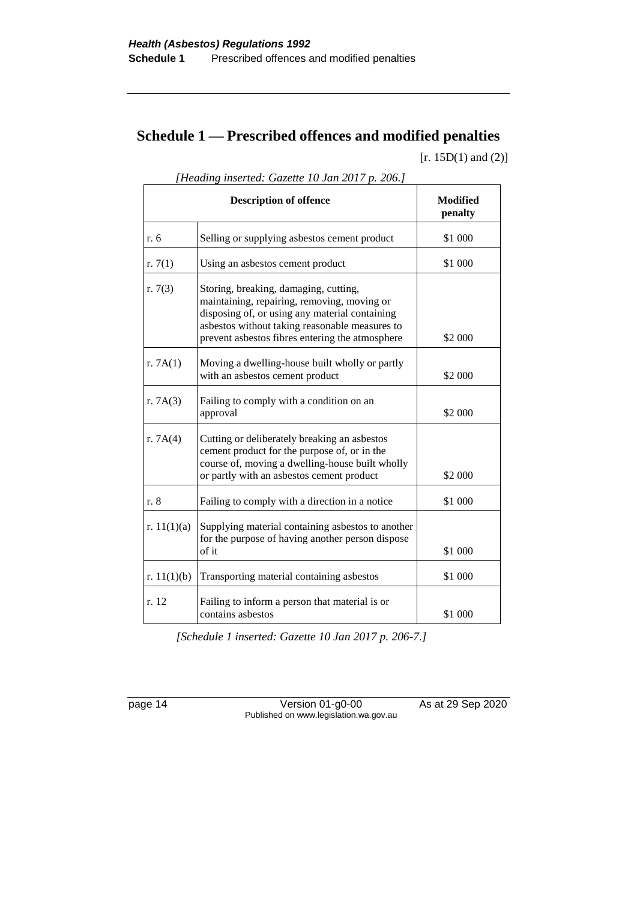# Schedule 1 — Prescribed offences and modified penalties

[r. 15D(1) and (2)]

*[Heading inserted: Gazette 10 Jan 2017 p. 206.]*

| Description of offence | | Modified penalty |
|---|---|---|
| r. 6 | Selling or supplying asbestos cement product | $1 000 |
| r. 7(1) | Using an asbestos cement product | $1 000 |
| r. 7(3) | Storing, breaking, damaging, cutting, maintaining, repairing, removing, moving or disposing of, or using any material containing asbestos without taking reasonable measures to prevent asbestos fibres entering the atmosphere | $2 000 |
| r. 7A(1) | Moving a dwelling-house built wholly or partly with an asbestos cement product | $2 000 |
| r. 7A(3) | Failing to comply with a condition on an approval | $2 000 |
| r. 7A(4) | Cutting or deliberately breaking an asbestos cement product for the purpose of, or in the course of, moving a dwelling-house built wholly or partly with an asbestos cement product | $2 000 |
| r. 8 | Failing to comply with a direction in a notice | $1 000 |
| r. 11(1)(a) | Supplying material containing asbestos to another for the purpose of having another person dispose of it | $1 000 |
| r. 11(1)(b) | Transporting material containing asbestos | $1 000 |
| r. 12 | Failing to inform a person that material is or contains asbestos | $1 000 |

*[Schedule 1 inserted: Gazette 10 Jan 2017 p. 206-7.]*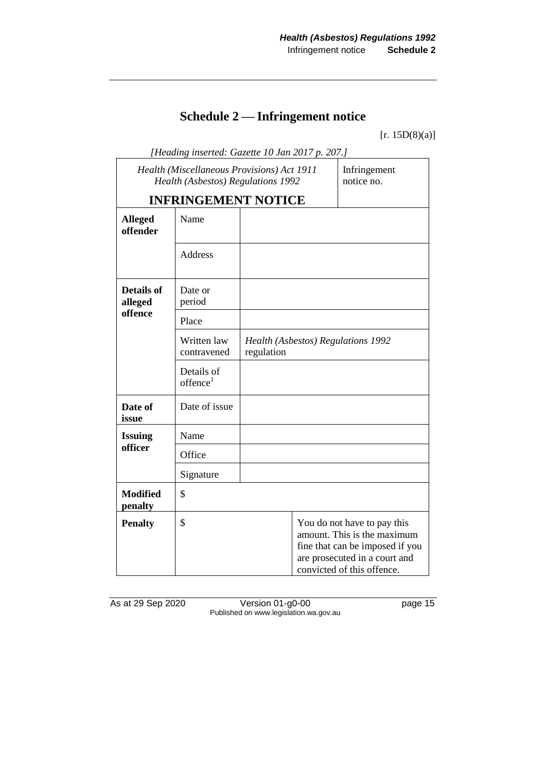## Schedule 2 — Infringement notice

[r. 15D(8)(a)]

*[Heading inserted: Gazette 10 Jan 2017 p. 207.]*

| *Health (Miscellaneous Provisions) Act 1911*<br>*Health (Asbestos) Regulations 1992*<br>**INFRINGEMENT NOTICE** | | | Infringement notice no. |
|---|---|---|---|
| **Alleged offender** | Name | | |
| | Address | | |
| **Details of alleged offence** | Date or period | | |
| | Place | | |
| | Written law contravened | *Health (Asbestos) Regulations 1992* regulation | |
| | Details of offence[1] | | |
| **Date of issue** | Date of issue | | |
| **Issuing officer** | Name | | |
| | Office | | |
| | Signature | | |
| **Modified penalty** | $ | | |
| **Penalty** | $ | | You do not have to pay this amount. This is the maximum fine that can be imposed if you are prosecuted in a court and convicted of this offence. |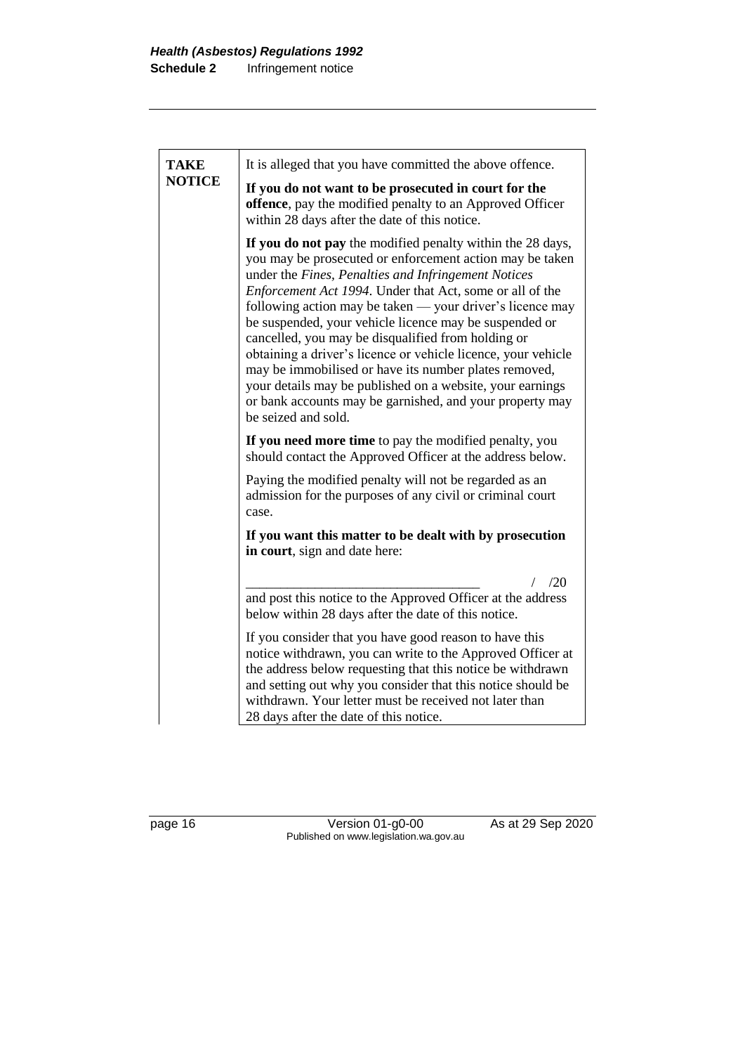| | |
|---|---|
| **TAKE NOTICE** | It is alleged that you have committed the above offence.<br><br>**If you do not want to be prosecuted in court for the offence**, pay the modified penalty to an Approved Officer within 28 days after the date of this notice.<br><br>**If you do not pay** the modified penalty within the 28 days, you may be prosecuted or enforcement action may be taken under the *Fines, Penalties and Infringement Notices Enforcement Act 1994*. Under that Act, some or all of the following action may be taken — your driver's licence may be suspended, your vehicle licence may be suspended or cancelled, you may be disqualified from holding or obtaining a driver's licence or vehicle licence, your vehicle may be immobilised or have its number plates removed, your details may be published on a website, your earnings or bank accounts may be garnished, and your property may be seized and sold.<br><br>**If you need more time** to pay the modified penalty, you should contact the Approved Officer at the address below.<br><br>Paying the modified penalty will not be regarded as an admission for the purposes of any civil or criminal court case.<br><br>**If you want this matter to be dealt with by prosecution in court**, sign and date here:<br><br>________________________________ / /20<br>and post this notice to the Approved Officer at the address below within 28 days after the date of this notice.<br><br>If you consider that you have good reason to have this notice withdrawn, you can write to the Approved Officer at the address below requesting that this notice be withdrawn and setting out why you consider that this notice should be withdrawn. Your letter must be received not later than 28 days after the date of this notice. |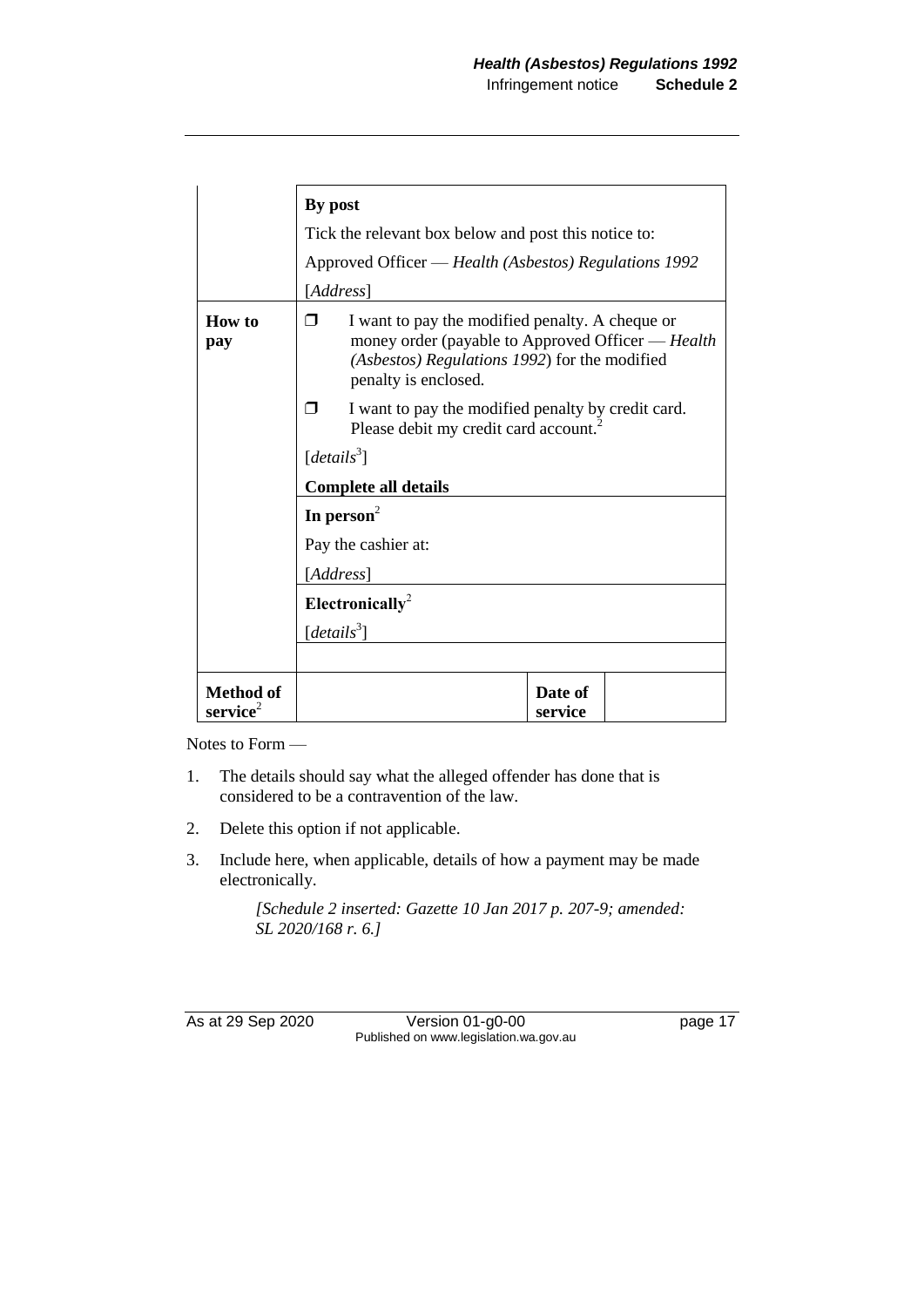| | By post |
|---|---|
| | Tick the relevant box below and post this notice to: |
| | Approved Officer — *Health (Asbestos) Regulations 1992* |
| | [*Address*] |
| **How to pay** | ❐ I want to pay the modified penalty. A cheque or money order (payable to Approved Officer — *Health (Asbestos) Regulations 1992*) for the modified penalty is enclosed. |
| | ❐ I want to pay the modified penalty by credit card. Please debit my credit card account.[2] |
| | [*details*[3]] |
| | **Complete all details** |
| | **In person**[2] |
| | Pay the cashier at: |
| | [*Address*] |
| | **Electronically**[2] |
| | [*details*[3]] |
| | |
| **Method of service**[2] | | **Date of service** | |

Notes to Form —

1. The details should say what the alleged offender has done that is considered to be a contravention of the law.
2. Delete this option if not applicable.
3. Include here, when applicable, details of how a payment may be made electronically.

*[Schedule 2 inserted: Gazette 10 Jan 2017 p. 207-9; amended: SL 2020/168 r. 6.]*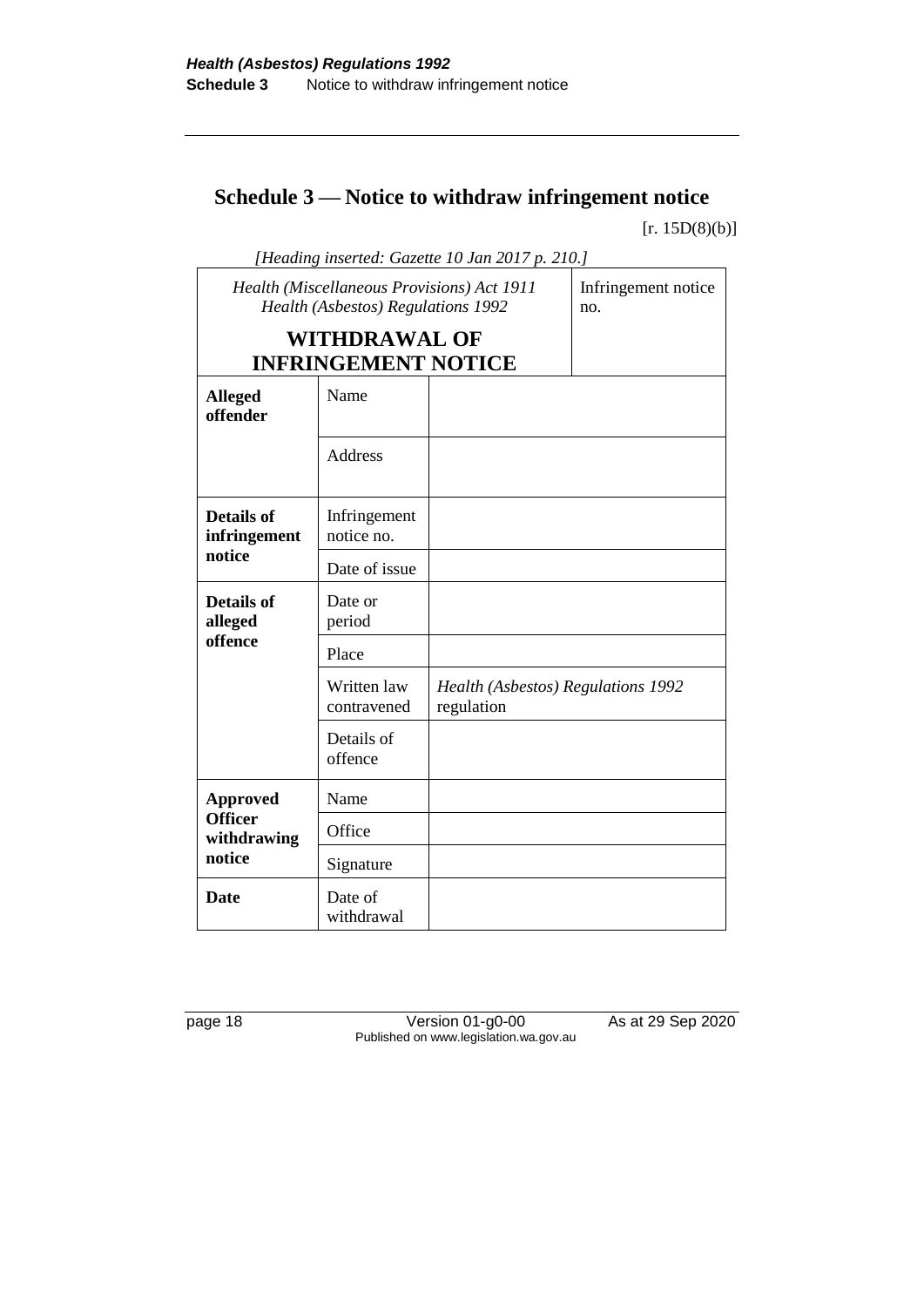## Schedule 3 — Notice to withdraw infringement notice

[r. 15D(8)(b)]

*[Heading inserted: Gazette 10 Jan 2017 p. 210.]*

| *Health (Miscellaneous Provisions) Act 1911*<br>*Health (Asbestos) Regulations 1992*<br>**WITHDRAWAL OF INFRINGEMENT NOTICE** | | Infringement notice no. |
|---|---|---|
| **Alleged offender** | Name | |
| | Address | |
| **Details of infringement notice** | Infringement notice no. | |
| | Date of issue | |
| **Details of alleged offence** | Date or period | |
| | Place | |
| | Written law contravened | *Health (Asbestos) Regulations 1992* regulation |
| | Details of offence | |
| **Approved Officer withdrawing notice** | Name | |
| | Office | |
| | Signature | |
| **Date** | Date of withdrawal | |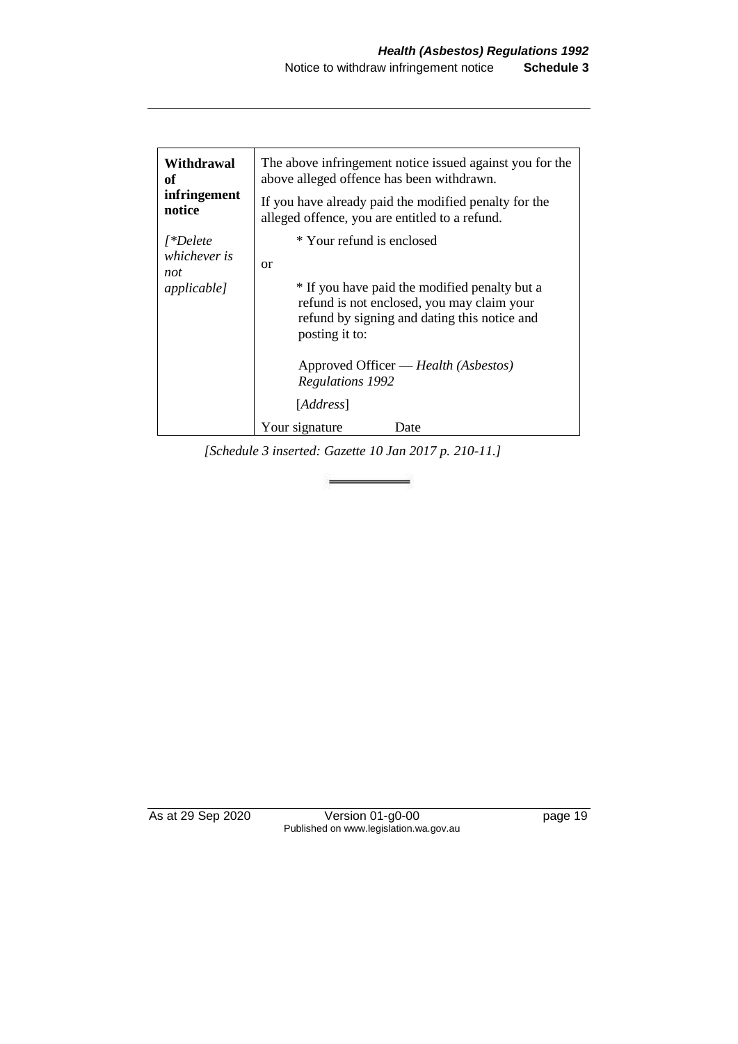| **Withdrawal of infringement notice**<br><br>*[\*Delete whichever is not applicable]* | The above infringement notice issued against you for the above alleged offence has been withdrawn.<br><br>If you have already paid the modified penalty for the alleged offence, you are entitled to a refund.<br><br>\* Your refund is enclosed<br><br>or<br><br>\* If you have paid the modified penalty but a refund is not enclosed, you may claim your refund by signing and dating this notice and posting it to:<br><br>Approved Officer — *Health (Asbestos) Regulations 1992*<br><br>[*Address*]<br><br>Your signature Date |
|---|---|

*[Schedule 3 inserted: Gazette 10 Jan 2017 p. 210-11.]*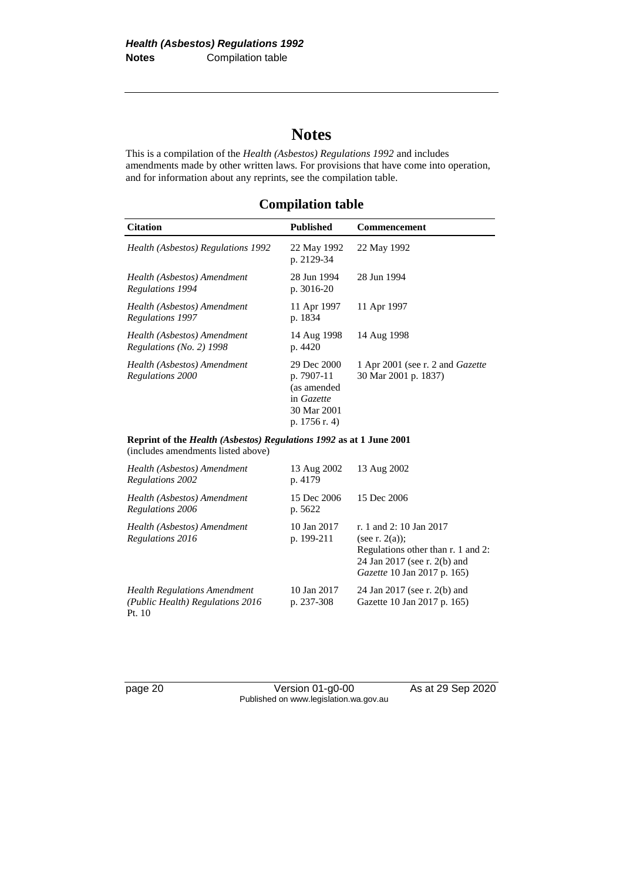# Notes

This is a compilation of the *Health (Asbestos) Regulations 1992* and includes amendments made by other written laws. For provisions that have come into operation, and for information about any reprints, see the compilation table.

## Compilation table

| Citation | Published | Commencement |
|---|---|---|
| *Health (Asbestos) Regulations 1992* | 22 May 1992 p. 2129-34 | 22 May 1992 |
| *Health (Asbestos) Amendment Regulations 1994* | 28 Jun 1994 p. 3016-20 | 28 Jun 1994 |
| *Health (Asbestos) Amendment Regulations 1997* | 11 Apr 1997 p. 1834 | 11 Apr 1997 |
| *Health (Asbestos) Amendment Regulations (No. 2) 1998* | 14 Aug 1998 p. 4420 | 14 Aug 1998 |
| *Health (Asbestos) Amendment Regulations 2000* | 29 Dec 2000 p. 7907-11 (as amended in *Gazette* 30 Mar 2001 p. 1756 r. 4) | 1 Apr 2001 (see r. 2 and *Gazette* 30 Mar 2001 p. 1837) |
| **Reprint of the *Health (Asbestos) Regulations 1992* as at 1 June 2001** (includes amendments listed above) | | |
| *Health (Asbestos) Amendment Regulations 2002* | 13 Aug 2002 p. 4179 | 13 Aug 2002 |
| *Health (Asbestos) Amendment Regulations 2006* | 15 Dec 2006 p. 5622 | 15 Dec 2006 |
| *Health (Asbestos) Amendment Regulations 2016* | 10 Jan 2017 p. 199-211 | r. 1 and 2: 10 Jan 2017 (see r. 2(a)); Regulations other than r. 1 and 2: 24 Jan 2017 (see r. 2(b) and *Gazette* 10 Jan 2017 p. 165) |
| *Health Regulations Amendment (Public Health) Regulations 2016* Pt. 10 | 10 Jan 2017 p. 237-308 | 24 Jan 2017 (see r. 2(b) and Gazette 10 Jan 2017 p. 165) |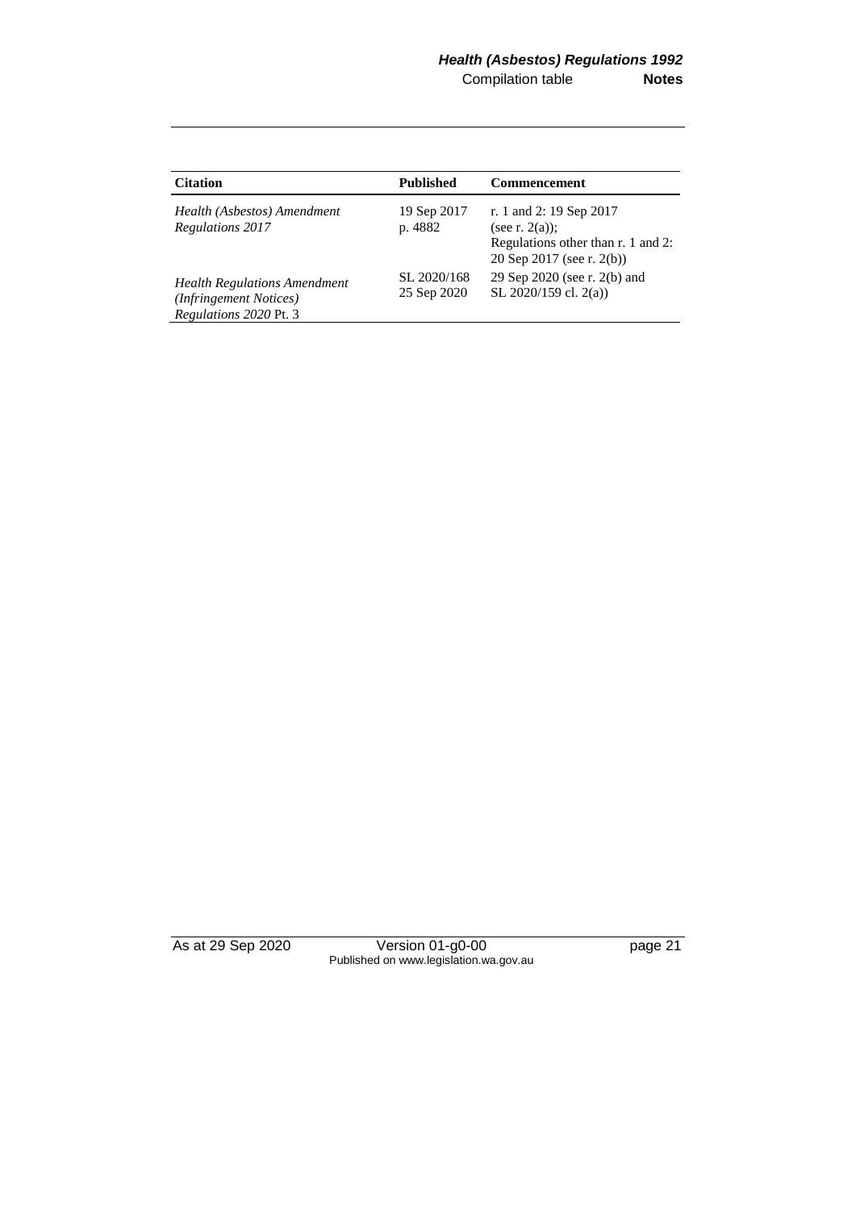| Citation | Published | Commencement |
|---|---|---|
| *Health (Asbestos) Amendment Regulations 2017* | 19 Sep 2017 p. 4882 | r. 1 and 2: 19 Sep 2017 (see r. 2(a)); Regulations other than r. 1 and 2: 20 Sep 2017 (see r. 2(b)) |
| *Health Regulations Amendment (Infringement Notices) Regulations 2020* Pt. 3 | SL 2020/168 25 Sep 2020 | 29 Sep 2020 (see r. 2(b) and SL 2020/159 cl. 2(a)) |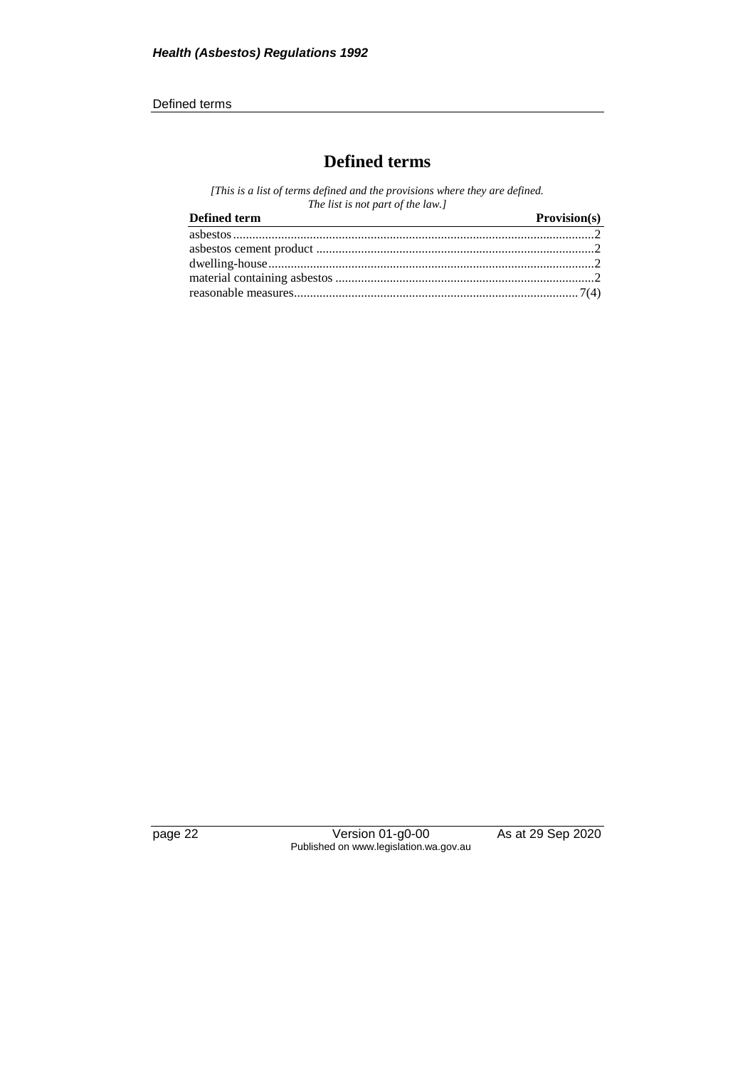# Defined terms

*[This is a list of terms defined and the provisions where they are defined. The list is not part of the law.]*

| Defined term | Provision(s) |
|---|---|
| asbestos | 2 |
| asbestos cement product | 2 |
| dwelling-house | 2 |
| material containing asbestos | 2 |
| reasonable measures | 7(4) |